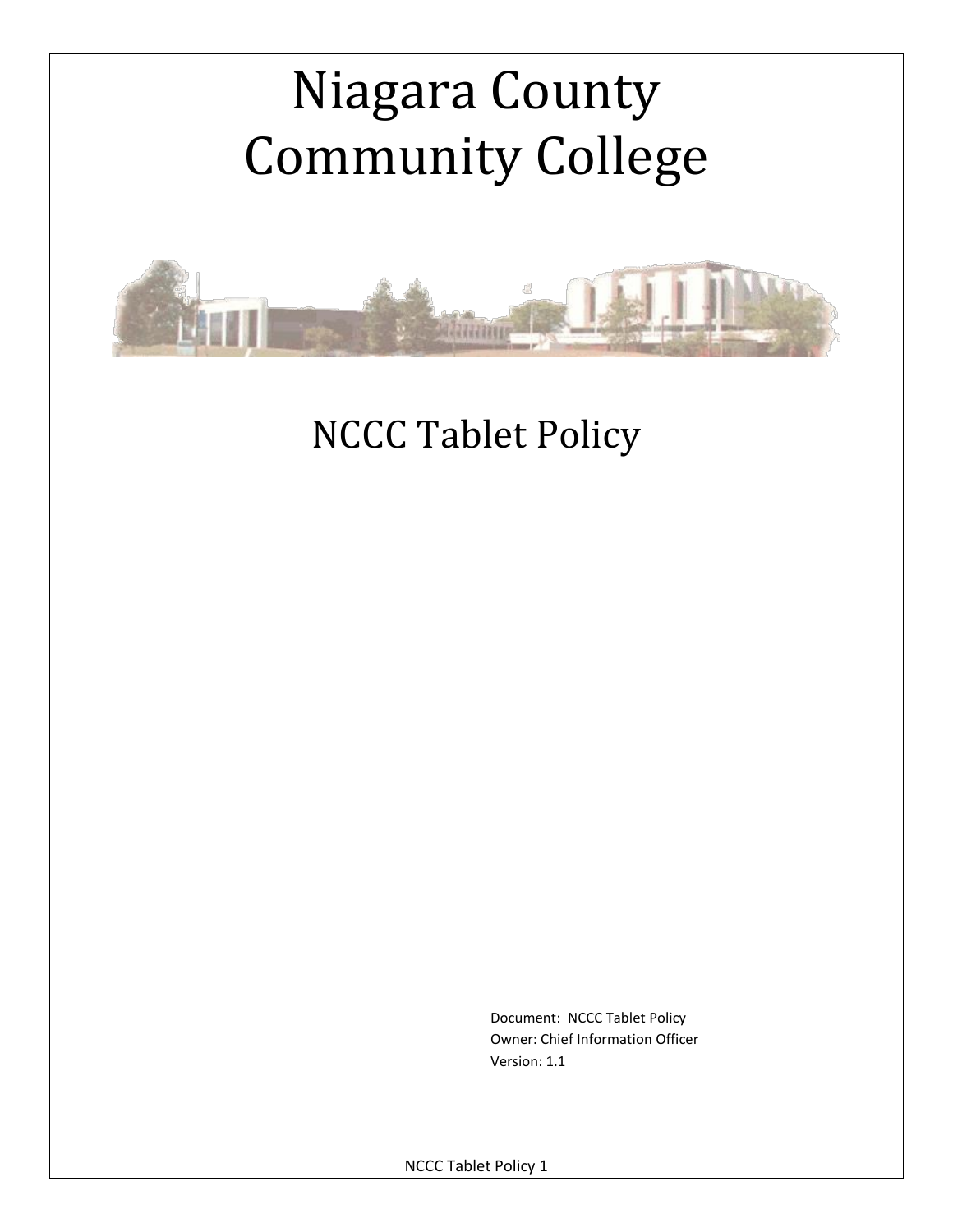# Niagara County Community College

## NCCC Tablet Policy

Document: NCCC Tablet Policy
Owner: Chief Information Officer
Version: 1.1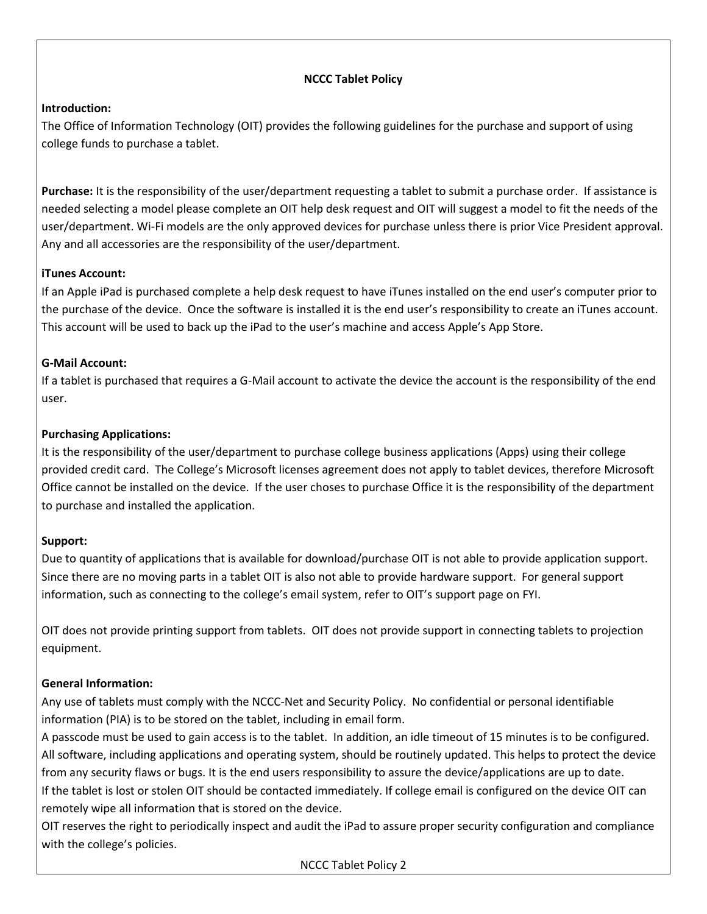**NCCC Tablet Policy**

**Introduction:**
The Office of Information Technology (OIT) provides the following guidelines for the purchase and support of using college funds to purchase a tablet.

**Purchase:** It is the responsibility of the user/department requesting a tablet to submit a purchase order. If assistance is needed selecting a model please complete an OIT help desk request and OIT will suggest a model to fit the needs of the user/department. Wi-Fi models are the only approved devices for purchase unless there is prior Vice President approval. Any and all accessories are the responsibility of the user/department.

**iTunes Account:**
If an Apple iPad is purchased complete a help desk request to have iTunes installed on the end user's computer prior to the purchase of the device. Once the software is installed it is the end user's responsibility to create an iTunes account. This account will be used to back up the iPad to the user's machine and access Apple's App Store.

**G-Mail Account:**
If a tablet is purchased that requires a G-Mail account to activate the device the account is the responsibility of the end user.

**Purchasing Applications:**
It is the responsibility of the user/department to purchase college business applications (Apps) using their college provided credit card. The College's Microsoft licenses agreement does not apply to tablet devices, therefore Microsoft Office cannot be installed on the device. If the user choses to purchase Office it is the responsibility of the department to purchase and installed the application.

**Support:**
Due to quantity of applications that is available for download/purchase OIT is not able to provide application support. Since there are no moving parts in a tablet OIT is also not able to provide hardware support. For general support information, such as connecting to the college's email system, refer to OIT's support page on FYI.

OIT does not provide printing support from tablets. OIT does not provide support in connecting tablets to projection equipment.

**General Information:**
Any use of tablets must comply with the NCCC-Net and Security Policy. No confidential or personal identifiable information (PIA) is to be stored on the tablet, including in email form.
A passcode must be used to gain access is to the tablet. In addition, an idle timeout of 15 minutes is to be configured.
All software, including applications and operating system, should be routinely updated. This helps to protect the device from any security flaws or bugs. It is the end users responsibility to assure the device/applications are up to date.
If the tablet is lost or stolen OIT should be contacted immediately. If college email is configured on the device OIT can remotely wipe all information that is stored on the device.
OIT reserves the right to periodically inspect and audit the iPad to assure proper security configuration and compliance with the college's policies.